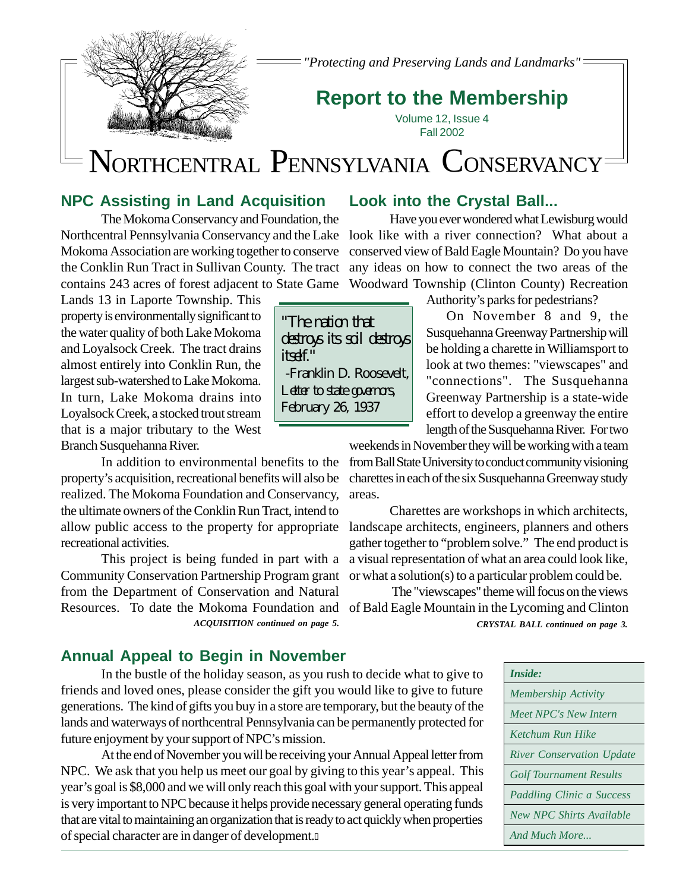*"Protecting and Preserving Lands and Landmarks"*

## Report to the Membership

Volume 12, Issue 4
Fall 2002

# NORTHCENTRAL PENNSYLVANIA CONSERVANCY

## NPC Assisting in Land Acquisition

The Mokoma Conservancy and Foundation, the Northcentral Pennsylvania Conservancy and the Lake Mokoma Association are working together to conserve the Conklin Run Tract in Sullivan County. The tract contains 243 acres of forest adjacent to State Game Lands 13 in Laporte Township. This property is environmentally significant to the water quality of both Lake Mokoma and Loyalsock Creek. The tract drains almost entirely into Conklin Run, the largest sub-watershed to Lake Mokoma. In turn, Lake Mokoma drains into Loyalsock Creek, a stocked trout stream that is a major tributary to the West Branch Susquehanna River.

In addition to environmental benefits to the property's acquisition, recreational benefits will also be realized. The Mokoma Foundation and Conservancy, the ultimate owners of the Conklin Run Tract, intend to allow public access to the property for appropriate recreational activities.

This project is being funded in part with a Community Conservation Partnership Program grant from the Department of Conservation and Natural Resources. To date the Mokoma Foundation and

***ACQUISITION continued on page 5.***

> "The nation that destroys its soil destroys itself."
> -Franklin D. Roosevelt, Letter to state governors, February 26, 1937

## Look into the Crystal Ball...

Have you ever wondered what Lewisburg would look like with a river connection? What about a conserved view of Bald Eagle Mountain? Do you have any ideas on how to connect the two areas of the Woodward Township (Clinton County) Recreation Authority's parks for pedestrians?

On November 8 and 9, the Susquehanna Greenway Partnership will be holding a charette in Williamsport to look at two themes: "viewscapes" and "connections". The Susquehanna Greenway Partnership is a state-wide effort to develop a greenway the entire length of the Susquehanna River. For two weekends in November they will be working with a team from Ball State University to conduct community visioning charettes in each of the six Susquehanna Greenway study areas.

Charettes are workshops in which architects, landscape architects, engineers, planners and others gather together to "problem solve." The end product is a visual representation of what an area could look like, or what a solution(s) to a particular problem could be.

The "viewscapes" theme will focus on the views of Bald Eagle Mountain in the Lycoming and Clinton

***CRYSTAL BALL continued on page 3.***

## Annual Appeal to Begin in November

In the bustle of the holiday season, as you rush to decide what to give to friends and loved ones, please consider the gift you would like to give to future generations. The kind of gifts you buy in a store are temporary, but the beauty of the lands and waterways of northcentral Pennsylvania can be permanently protected for future enjoyment by your support of NPC's mission.

At the end of November you will be receiving your Annual Appeal letter from NPC. We ask that you help us meet our goal by giving to this year's appeal. This year's goal is $8,000 and we will only reach this goal with your support. This appeal is very important to NPC because it helps provide necessary general operating funds that are vital to maintaining an organization that is ready to act quickly when properties of special character are in danger of development.

| ***Inside:*** |
|---|
| *Membership Activity* |
| *Meet NPC's New Intern* |
| *Ketchum Run Hike* |
| *River Conservation Update* |
| *Golf Tournament Results* |
| *Paddling Clinic a Success* |
| *New NPC Shirts Available* |
| *And Much More...* |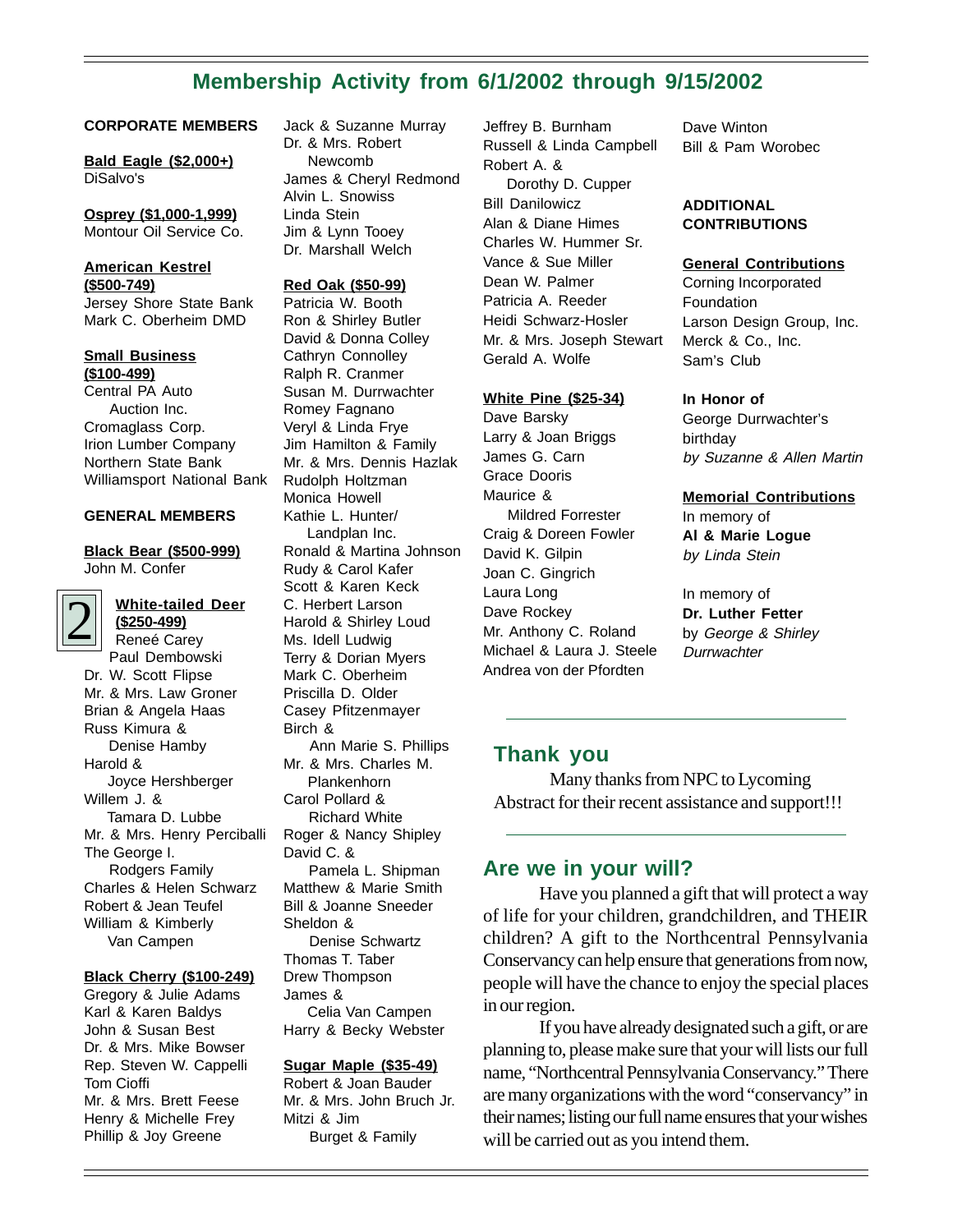# Membership Activity from 6/1/2002 through 9/15/2002

**CORPORATE MEMBERS**

**Bald Eagle ($2,000+)**
DiSalvo's

**Osprey ($1,000-1,999)**
Montour Oil Service Co.

**American Kestrel ($500-749)**
Jersey Shore State Bank
Mark C. Oberheim DMD

**Small Business ($100-499)**
Central PA Auto Auction Inc.
Cromaglass Corp.
Irion Lumber Company
Northern State Bank
Williamsport National Bank

**GENERAL MEMBERS**

**Black Bear ($500-999)**
John M. Confer

**White-tailed Deer ($250-499)**
Reneé Carey
Paul Dembowski
Dr. W. Scott Flipse
Mr. & Mrs. Law Groner
Brian & Angela Haas
Russ Kimura & Denise Hamby
Harold & Joyce Hershberger
Willem J. & Tamara D. Lubbe
Mr. & Mrs. Henry Perciballi
The George I. Rodgers Family
Charles & Helen Schwarz
Robert & Jean Teufel
William & Kimberly Van Campen

**Black Cherry ($100-249)**
Gregory & Julie Adams
Karl & Karen Baldys
John & Susan Best
Dr. & Mrs. Mike Bowser
Rep. Steven W. Cappelli
Tom Cioffi
Mr. & Mrs. Brett Feese
Henry & Michelle Frey
Phillip & Joy Greene
Jack & Suzanne Murray
Dr. & Mrs. Robert Newcomb
James & Cheryl Redmond
Alvin L. Snowiss
Linda Stein
Jim & Lynn Tooey
Dr. Marshall Welch

**Red Oak ($50-99)**
Patricia W. Booth
Ron & Shirley Butler
David & Donna Colley
Cathryn Connolley
Ralph R. Cranmer
Susan M. Durrwachter
Romey Fagnano
Veryl & Linda Frye
Jim Hamilton & Family
Mr. & Mrs. Dennis Hazlak
Rudolph Holtzman
Monica Howell
Kathie L. Hunter/ Landplan Inc.
Ronald & Martina Johnson
Rudy & Carol Kafer
Scott & Karen Keck
C. Herbert Larson
Harold & Shirley Loud
Ms. Idell Ludwig
Terry & Dorian Myers
Mark C. Oberheim
Priscilla D. Older
Casey Pfitzenmayer
Birch & Ann Marie S. Phillips
Mr. & Mrs. Charles M. Plankenhorn
Carol Pollard & Richard White
Roger & Nancy Shipley
David C. & Pamela L. Shipman
Matthew & Marie Smith
Bill & Joanne Sneeder
Sheldon & Denise Schwartz
Thomas T. Taber
Drew Thompson
James & Celia Van Campen
Harry & Becky Webster

**Sugar Maple ($35-49)**
Robert & Joan Bauder
Mr. & Mrs. John Bruch Jr.
Mitzi & Jim Burget & Family
Jeffrey B. Burnham
Russell & Linda Campbell
Robert A. & Dorothy D. Cupper
Bill Danilowicz
Alan & Diane Himes
Charles W. Hummer Sr.
Vance & Sue Miller
Dean W. Palmer
Patricia A. Reeder
Heidi Schwarz-Hosler
Mr. & Mrs. Joseph Stewart
Gerald A. Wolfe

**White Pine ($25-34)**
Dave Barsky
Larry & Joan Briggs
James G. Carn
Grace Dooris
Maurice & Mildred Forrester
Craig & Doreen Fowler
David K. Gilpin
Joan C. Gingrich
Laura Long
Dave Rockey
Mr. Anthony C. Roland
Michael & Laura J. Steele
Andrea von der Pfordten
Dave Winton
Bill & Pam Worobec

**ADDITIONAL CONTRIBUTIONS**

**General Contributions**
Corning Incorporated Foundation
Larson Design Group, Inc.
Merck & Co., Inc.
Sam's Club

**In Honor of**
George Durrwachter's birthday
*by Suzanne & Allen Martin*

**Memorial Contributions**
In memory of
**Al & Marie Logue**
*by Linda Stein*

In memory of
**Dr. Luther Fetter**
by *George & Shirley Durrwachter*

## Thank you

Many thanks from NPC to Lycoming Abstract for their recent assistance and support!!!

## Are we in your will?

Have you planned a gift that will protect a way of life for your children, grandchildren, and THEIR children? A gift to the Northcentral Pennsylvania Conservancy can help ensure that generations from now, people will have the chance to enjoy the special places in our region.

If you have already designated such a gift, or are planning to, please make sure that your will lists our full name, "Northcentral Pennsylvania Conservancy." There are many organizations with the word "conservancy" in their names; listing our full name ensures that your wishes will be carried out as you intend them.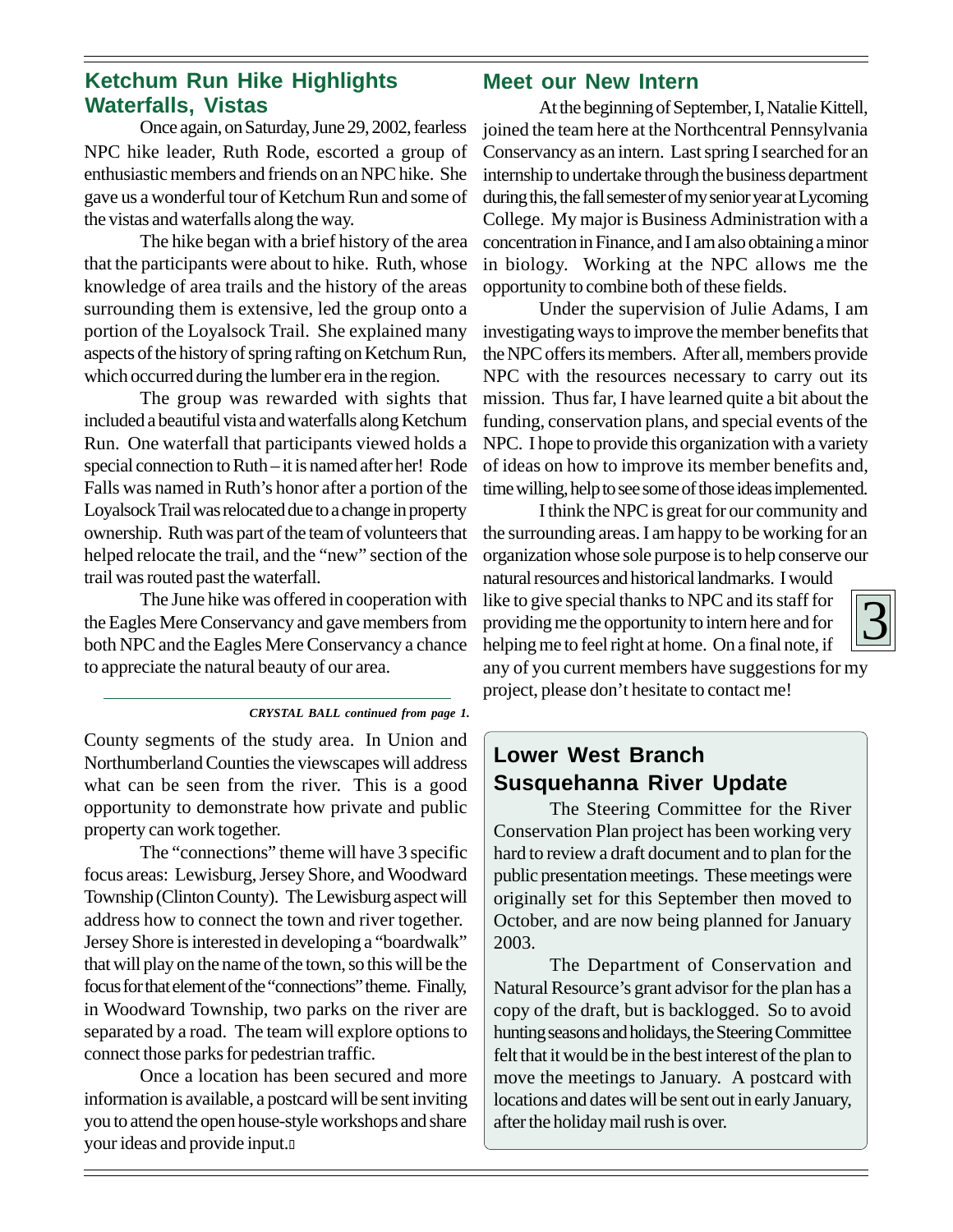## Ketchum Run Hike Highlights Waterfalls, Vistas

Once again, on Saturday, June 29, 2002, fearless NPC hike leader, Ruth Rode, escorted a group of enthusiastic members and friends on an NPC hike. She gave us a wonderful tour of Ketchum Run and some of the vistas and waterfalls along the way.

The hike began with a brief history of the area that the participants were about to hike. Ruth, whose knowledge of area trails and the history of the areas surrounding them is extensive, led the group onto a portion of the Loyalsock Trail. She explained many aspects of the history of spring rafting on Ketchum Run, which occurred during the lumber era in the region.

The group was rewarded with sights that included a beautiful vista and waterfalls along Ketchum Run. One waterfall that participants viewed holds a special connection to Ruth – it is named after her! Rode Falls was named in Ruth's honor after a portion of the Loyalsock Trail was relocated due to a change in property ownership. Ruth was part of the team of volunteers that helped relocate the trail, and the "new" section of the trail was routed past the waterfall.

The June hike was offered in cooperation with the Eagles Mere Conservancy and gave members from both NPC and the Eagles Mere Conservancy a chance to appreciate the natural beauty of our area.

***CRYSTAL BALL continued from page 1.***

County segments of the study area. In Union and Northumberland Counties the viewscapes will address what can be seen from the river. This is a good opportunity to demonstrate how private and public property can work together.

The "connections" theme will have 3 specific focus areas: Lewisburg, Jersey Shore, and Woodward Township (Clinton County). The Lewisburg aspect will address how to connect the town and river together. Jersey Shore is interested in developing a "boardwalk" that will play on the name of the town, so this will be the focus for that element of the "connections" theme. Finally, in Woodward Township, two parks on the river are separated by a road. The team will explore options to connect those parks for pedestrian traffic.

Once a location has been secured and more information is available, a postcard will be sent inviting you to attend the open house-style workshops and share your ideas and provide input.

## Meet our New Intern

At the beginning of September, I, Natalie Kittell, joined the team here at the Northcentral Pennsylvania Conservancy as an intern. Last spring I searched for an internship to undertake through the business department during this, the fall semester of my senior year at Lycoming College. My major is Business Administration with a concentration in Finance, and I am also obtaining a minor in biology. Working at the NPC allows me the opportunity to combine both of these fields.

Under the supervision of Julie Adams, I am investigating ways to improve the member benefits that the NPC offers its members. After all, members provide NPC with the resources necessary to carry out its mission. Thus far, I have learned quite a bit about the funding, conservation plans, and special events of the NPC. I hope to provide this organization with a variety of ideas on how to improve its member benefits and, time willing, help to see some of those ideas implemented.

I think the NPC is great for our community and the surrounding areas. I am happy to be working for an organization whose sole purpose is to help conserve our natural resources and historical landmarks. I would like to give special thanks to NPC and its staff for providing me the opportunity to intern here and for helping me to feel right at home. On a final note, if any of you current members have suggestions for my project, please don't hesitate to contact me!

## Lower West Branch Susquehanna River Update

The Steering Committee for the River Conservation Plan project has been working very hard to review a draft document and to plan for the public presentation meetings. These meetings were originally set for this September then moved to October, and are now being planned for January 2003.

The Department of Conservation and Natural Resource's grant advisor for the plan has a copy of the draft, but is backlogged. So to avoid hunting seasons and holidays, the Steering Committee felt that it would be in the best interest of the plan to move the meetings to January. A postcard with locations and dates will be sent out in early January, after the holiday mail rush is over.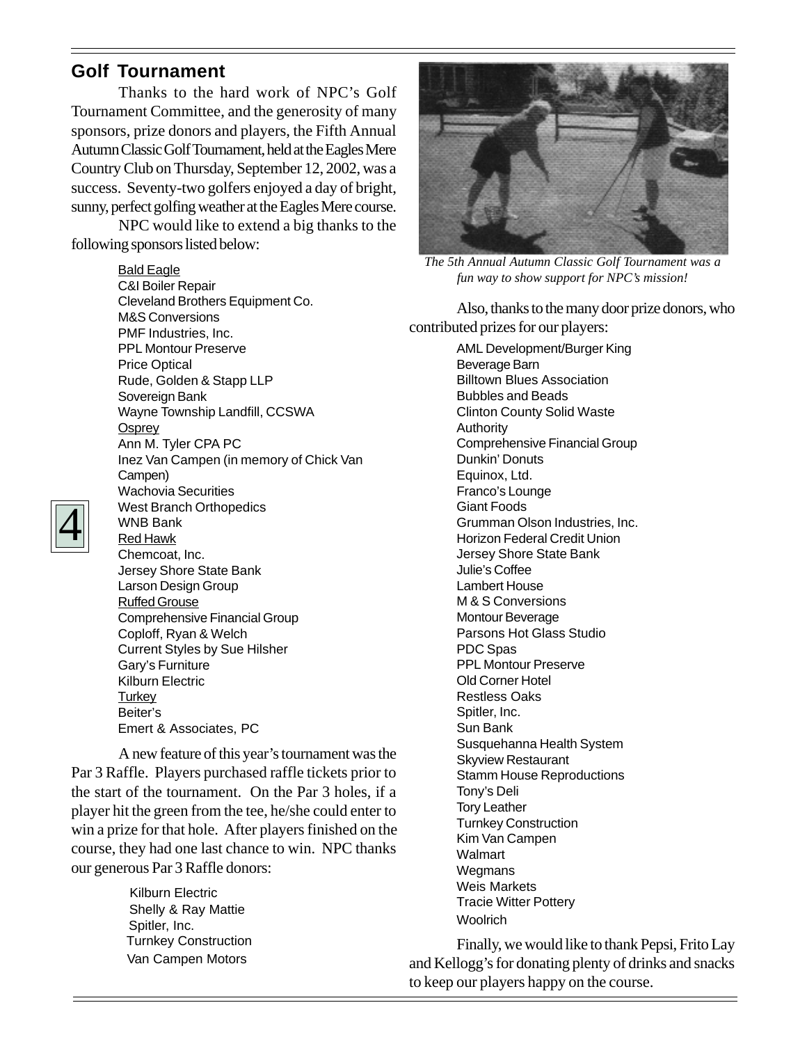## Golf Tournament

Thanks to the hard work of NPC's Golf Tournament Committee, and the generosity of many sponsors, prize donors and players, the Fifth Annual Autumn Classic Golf Tournament, held at the Eagles Mere Country Club on Thursday, September 12, 2002, was a success. Seventy-two golfers enjoyed a day of bright, sunny, perfect golfing weather at the Eagles Mere course.

NPC would like to extend a big thanks to the following sponsors listed below:

Bald Eagle
C&I Boiler Repair
Cleveland Brothers Equipment Co.
M&S Conversions
PMF Industries, Inc.
PPL Montour Preserve
Price Optical
Rude, Golden & Stapp LLP
Sovereign Bank
Wayne Township Landfill, CCSWA

Osprey
Ann M. Tyler CPA PC
Inez Van Campen (in memory of Chick Van Campen)
Wachovia Securities
West Branch Orthopedics
WNB Bank

Red Hawk
Chemcoat, Inc.
Jersey Shore State Bank
Larson Design Group

Ruffed Grouse
Comprehensive Financial Group
Coploff, Ryan & Welch
Current Styles by Sue Hilsher
Gary's Furniture
Kilburn Electric

Turkey
Beiter's
Emert & Associates, PC

A new feature of this year's tournament was the Par 3 Raffle. Players purchased raffle tickets prior to the start of the tournament. On the Par 3 holes, if a player hit the green from the tee, he/she could enter to win a prize for that hole. After players finished on the course, they had one last chance to win. NPC thanks our generous Par 3 Raffle donors:

Kilburn Electric
Shelly & Ray Mattie
Spitler, Inc.
Turnkey Construction
Van Campen Motors

*The 5th Annual Autumn Classic Golf Tournament was a fun way to show support for NPC's mission!*

Also, thanks to the many door prize donors, who contributed prizes for our players:

AML Development/Burger King
Beverage Barn
Billtown Blues Association
Bubbles and Beads
Clinton County Solid Waste Authority
Comprehensive Financial Group
Dunkin' Donuts
Equinox, Ltd.
Franco's Lounge
Giant Foods
Grumman Olson Industries, Inc.
Horizon Federal Credit Union
Jersey Shore State Bank
Julie's Coffee
Lambert House
M & S Conversions
Montour Beverage
Parsons Hot Glass Studio
PDC Spas
PPL Montour Preserve
Old Corner Hotel
Restless Oaks
Spitler, Inc.
Sun Bank
Susquehanna Health System
Skyview Restaurant
Stamm House Reproductions
Tony's Deli
Tory Leather
Turnkey Construction
Kim Van Campen
Walmart
Wegmans
Weis Markets
Tracie Witter Pottery
Woolrich

Finally, we would like to thank Pepsi, Frito Lay and Kellogg's for donating plenty of drinks and snacks to keep our players happy on the course.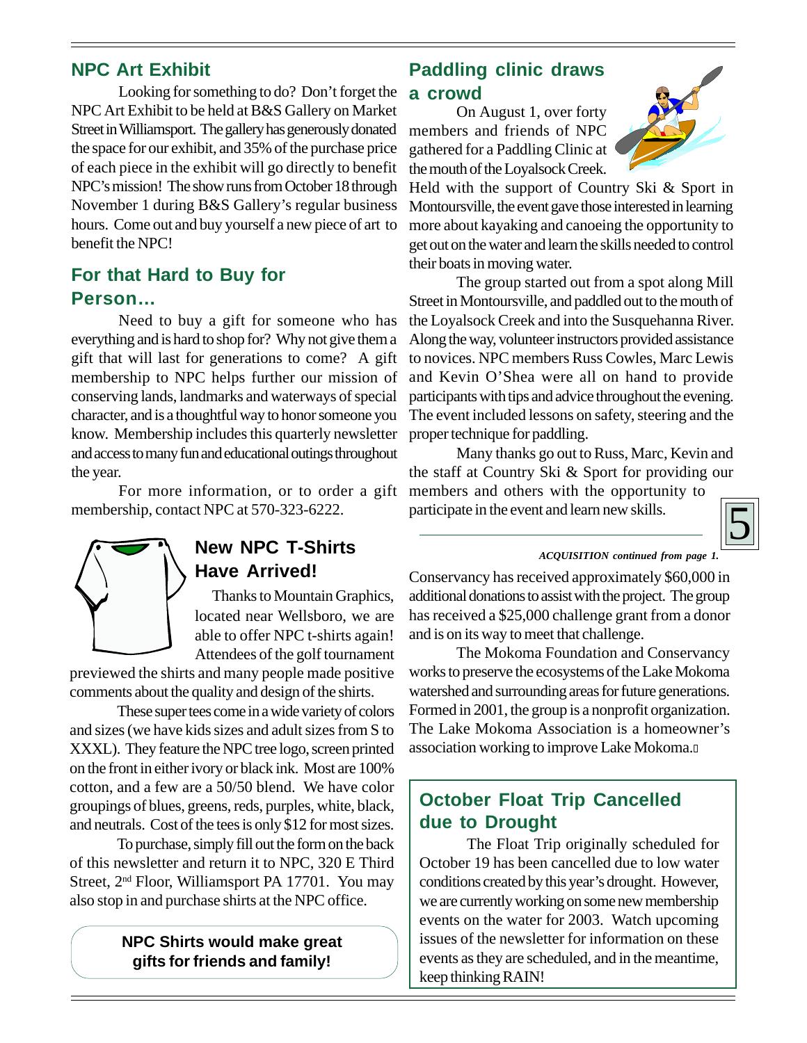## NPC Art Exhibit

Looking for something to do? Don't forget the NPC Art Exhibit to be held at B&S Gallery on Market Street in Williamsport. The gallery has generously donated the space for our exhibit, and 35% of the purchase price of each piece in the exhibit will go directly to benefit NPC's mission! The show runs from October 18 through November 1 during B&S Gallery's regular business hours. Come out and buy yourself a new piece of art to benefit the NPC!

## For that Hard to Buy for Person...

Need to buy a gift for someone who has everything and is hard to shop for? Why not give them a gift that will last for generations to come? A gift membership to NPC helps further our mission of conserving lands, landmarks and waterways of special character, and is a thoughtful way to honor someone you know. Membership includes this quarterly newsletter and access to many fun and educational outings throughout the year.

For more information, or to order a gift membership, contact NPC at 570-323-6222.

## New NPC T-Shirts Have Arrived!

Thanks to Mountain Graphics, located near Wellsboro, we are able to offer NPC t-shirts again! Attendees of the golf tournament previewed the shirts and many people made positive comments about the quality and design of the shirts.

These super tees come in a wide variety of colors and sizes (we have kids sizes and adult sizes from S to XXXL). They feature the NPC tree logo, screen printed on the front in either ivory or black ink. Most are 100% cotton, and a few are a 50/50 blend. We have color groupings of blues, greens, reds, purples, white, black, and neutrals. Cost of the tees is only $12 for most sizes.

To purchase, simply fill out the form on the back of this newsletter and return it to NPC, 320 E Third Street, 2nd Floor, Williamsport PA 17701. You may also stop in and purchase shirts at the NPC office.

**NPC Shirts would make great gifts for friends and family!**

## Paddling clinic draws a crowd

On August 1, over forty members and friends of NPC gathered for a Paddling Clinic at the mouth of the Loyalsock Creek. Held with the support of Country Ski & Sport in Montoursville, the event gave those interested in learning more about kayaking and canoeing the opportunity to get out on the water and learn the skills needed to control their boats in moving water.

The group started out from a spot along Mill Street in Montoursville, and paddled out to the mouth of the Loyalsock Creek and into the Susquehanna River. Along the way, volunteer instructors provided assistance to novices. NPC members Russ Cowles, Marc Lewis and Kevin O'Shea were all on hand to provide participants with tips and advice throughout the evening. The event included lessons on safety, steering and the proper technique for paddling.

Many thanks go out to Russ, Marc, Kevin and the staff at Country Ski & Sport for providing our members and others with the opportunity to participate in the event and learn new skills.

---

*ACQUISITION continued from page 1.*

Conservancy has received approximately $60,000 in additional donations to assist with the project. The group has received a $25,000 challenge grant from a donor and is on its way to meet that challenge.

The Mokoma Foundation and Conservancy works to preserve the ecosystems of the Lake Mokoma watershed and surrounding areas for future generations. Formed in 2001, the group is a nonprofit organization. The Lake Mokoma Association is a homeowner's association working to improve Lake Mokoma.

## October Float Trip Cancelled due to Drought

The Float Trip originally scheduled for October 19 has been cancelled due to low water conditions created by this year's drought. However, we are currently working on some new membership events on the water for 2003. Watch upcoming issues of the newsletter for information on these events as they are scheduled, and in the meantime, keep thinking RAIN!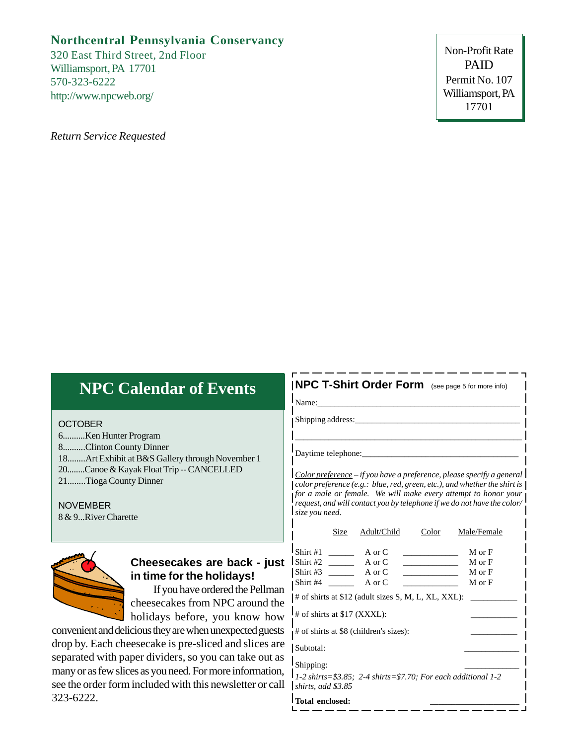**Northcentral Pennsylvania Conservancy**
320 East Third Street, 2nd Floor
Williamsport, PA 17701
570-323-6222
http://www.npcweb.org/

*Return Service Requested*

Non-Profit Rate
PAID
Permit No. 107
Williamsport, PA
17701

## NPC Calendar of Events

OCTOBER
6..........Ken Hunter Program
8..........Clinton County Dinner
18........Art Exhibit at B&S Gallery through November 1
20........Canoe & Kayak Float Trip -- CANCELLED
21........Tioga County Dinner

NOVEMBER
8 & 9...River Charette

### Cheesecakes are back - just in time for the holidays!

If you have ordered the Pellman cheesecakes from NPC around the holidays before, you know how convenient and delicious they are when unexpected guests drop by. Each cheesecake is pre-sliced and slices are separated with paper dividers, so you can take out as many or as few slices as you need. For more information, see the order form included with this newsletter or call 323-6222.

### NPC T-Shirt Order Form (see page 5 for more info)

Name:_______________________________________________

Shipping address:_____________________________________

_____________________________________________________

Daytime telephone:____________________________________

*Color preference – if you have a preference, please specify a general color preference (e.g.: blue, red, green, etc.), and whether the shirt is for a male or female. We will make every attempt to honor your request, and will contact you by telephone if we do not have the color/size you need.*

| | Size | Adult/Child | Color | Male/Female |
|---|---|---|---|---|
| Shirt #1 | ______ | A or C | ____________ | M or F |
| Shirt #2 | ______ | A or C | ____________ | M or F |
| Shirt #3 | ______ | A or C | ____________ | M or F |
| Shirt #4 | ______ | A or C | ____________ | M or F |

# of shirts at $12 (adult sizes S, M, L, XL, XXL): __________

# of shirts at $17 (XXXL): __________

# of shirts at $8 (children's sizes): __________

Subtotal: ____________

Shipping: ____________
*1-2 shirts=$3.85; 2-4 shirts=$7.70; For each additional 1-2 shirts, add $3.85*

**Total enclosed:** __________________